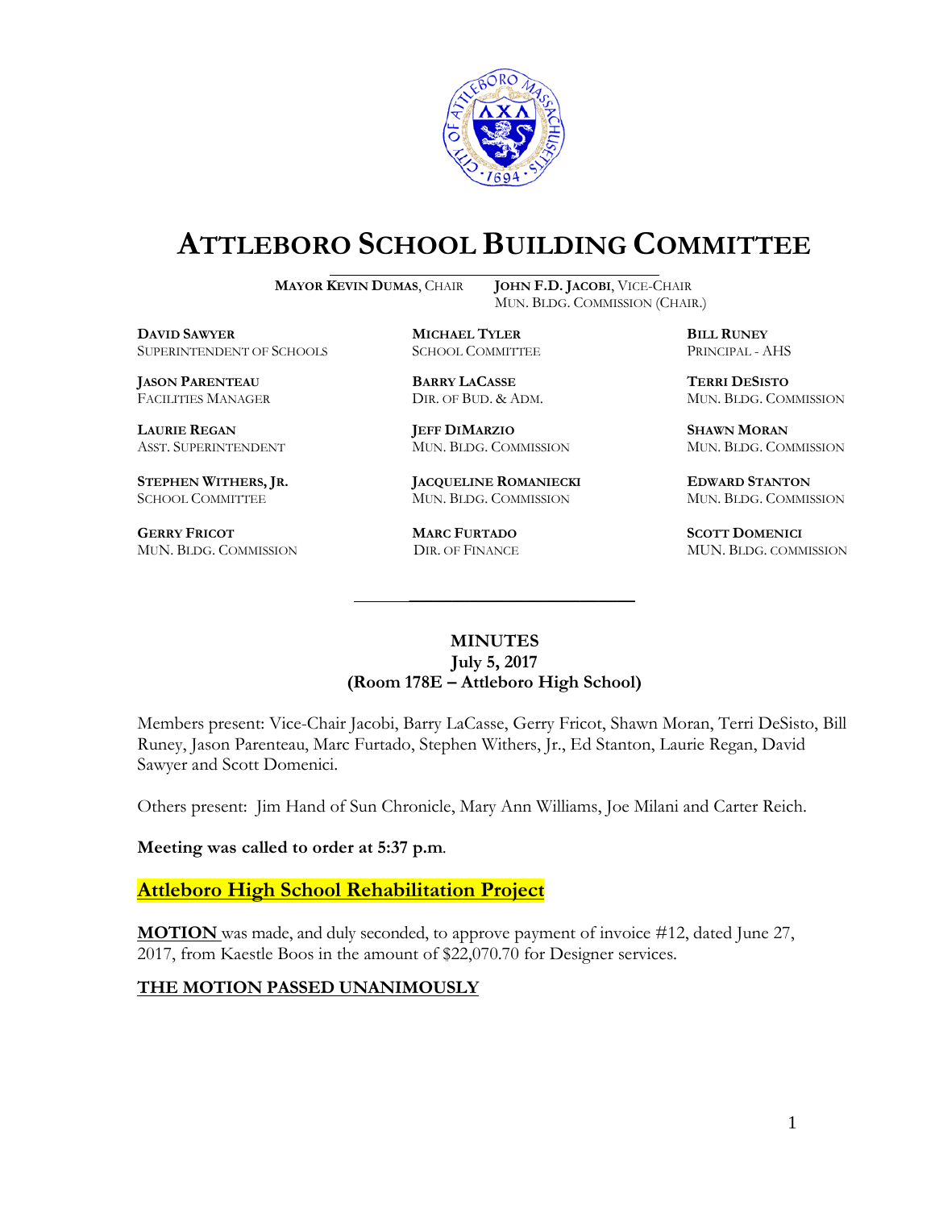# ATTLEBORO SCHOOL BUILDING COMMITTEE

**MAYOR KEVIN DUMAS**, CHAIR
**JOHN F.D. JACOBI**, VICE-CHAIR
MUN. BLDG. COMMISSION (CHAIR.)

**DAVID SAWYER**
SUPERINTENDENT OF SCHOOLS

**MICHAEL TYLER**
SCHOOL COMMITTEE

**BILL RUNEY**
PRINCIPAL - AHS

**JASON PARENTEAU**
FACILITIES MANAGER

**BARRY LACASSE**
DIR. OF BUD. & ADM.

**TERRI DESISTO**
MUN. BLDG. COMMISSION

**LAURIE REGAN**
ASST. SUPERINTENDENT

**JEFF DIMARZIO**
MUN. BLDG. COMMISSION

**SHAWN MORAN**
MUN. BLDG. COMMISSION

**STEPHEN WITHERS, JR.**
SCHOOL COMMITTEE

**JACQUELINE ROMANIECKI**
MUN. BLDG. COMMISSION

**EDWARD STANTON**
MUN. BLDG. COMMISSION

**GERRY FRICOT**
MUN. BLDG. COMMISSION

**MARC FURTADO**
DIR. OF FINANCE

**SCOTT DOMENICI**
MUN. BLDG. COMMISSION

---

**MINUTES**
**July 5, 2017**
**(Room 178E – Attleboro High School)**

Members present: Vice-Chair Jacobi, Barry LaCasse, Gerry Fricot, Shawn Moran, Terri DeSisto, Bill Runey, Jason Parenteau, Marc Furtado, Stephen Withers, Jr., Ed Stanton, Laurie Regan, David Sawyer and Scott Domenici.

Others present: Jim Hand of Sun Chronicle, Mary Ann Williams, Joe Milani and Carter Reich.

**Meeting was called to order at 5:37 p.m.**

## Attleboro High School Rehabilitation Project

**MOTION** was made, and duly seconded, to approve payment of invoice #12, dated June 27, 2017, from Kaestle Boos in the amount of $22,070.70 for Designer services.

**THE MOTION PASSED UNANIMOUSLY**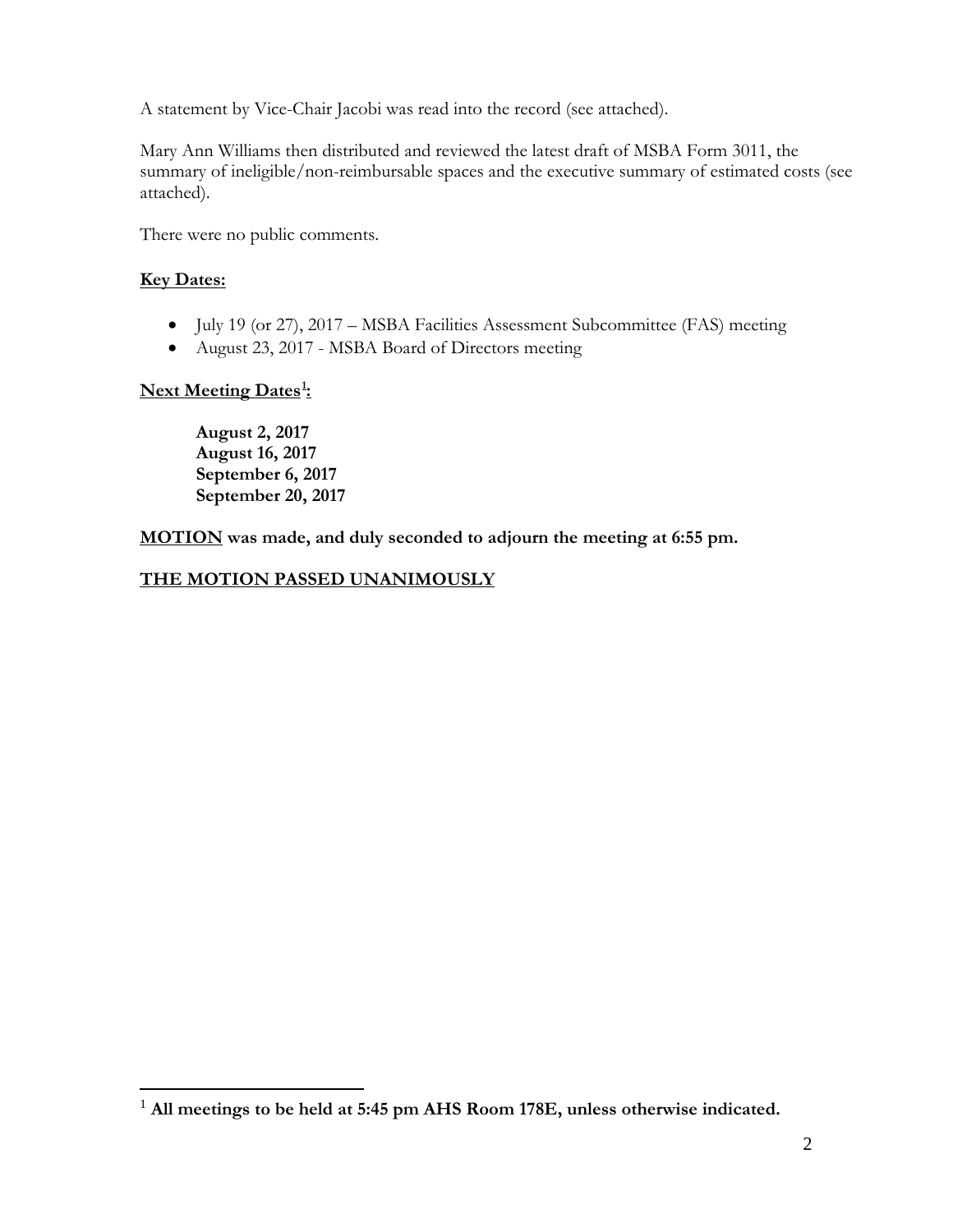A statement by Vice-Chair Jacobi was read into the record (see attached).

Mary Ann Williams then distributed and reviewed the latest draft of MSBA Form 3011, the summary of ineligible/non-reimbursable spaces and the executive summary of estimated costs (see attached).

There were no public comments.

**Key Dates:**

- July 19 (or 27), 2017 – MSBA Facilities Assessment Subcommittee (FAS) meeting
- August 23, 2017 - MSBA Board of Directors meeting

**Next Meeting Dates[1]:**

**August 2, 2017**
**August 16, 2017**
**September 6, 2017**
**September 20, 2017**

**MOTION was made, and duly seconded to adjourn the meeting at 6:55 pm.**

**THE MOTION PASSED UNANIMOUSLY**

[1] **All meetings to be held at 5:45 pm AHS Room 178E, unless otherwise indicated.**